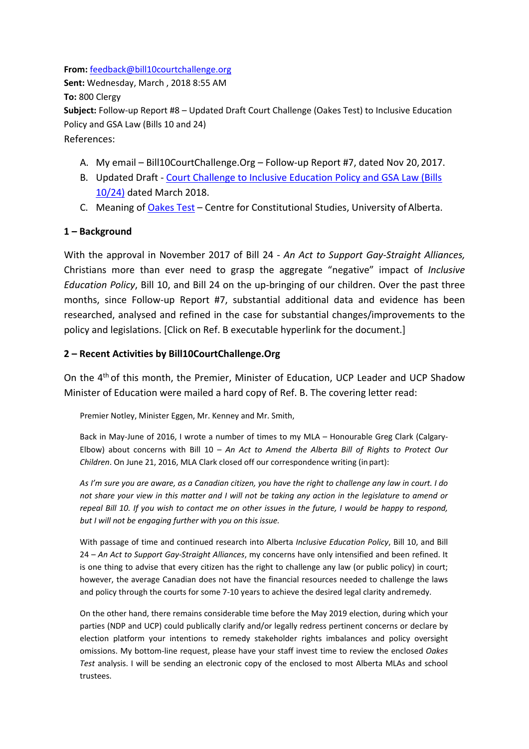**From:** feedback@bill10courtchallenge.org
**Sent:** Wednesday, March , 2018 8:55 AM
**To:** 800 Clergy
**Subject:** Follow-up Report #8 – Updated Draft Court Challenge (Oakes Test) to Inclusive Education Policy and GSA Law (Bills 10 and 24)

References:

A. My email – Bill10CourtChallenge.Org – Follow-up Report #7, dated Nov 20, 2017.
B. Updated Draft - Court Challenge to Inclusive Education Policy and GSA Law (Bills 10/24) dated March 2018.
C. Meaning of Oakes Test – Centre for Constitutional Studies, University of Alberta.

## 1 – Background

With the approval in November 2017 of Bill 24 - *An Act to Support Gay-Straight Alliances,* Christians more than ever need to grasp the aggregate "negative" impact of *Inclusive Education Policy*, Bill 10, and Bill 24 on the up-bringing of our children. Over the past three months, since Follow-up Report #7, substantial additional data and evidence has been researched, analysed and refined in the case for substantial changes/improvements to the policy and legislations. [Click on Ref. B executable hyperlink for the document.]

## 2 – Recent Activities by Bill10CourtChallenge.Org

On the 4th of this month, the Premier, Minister of Education, UCP Leader and UCP Shadow Minister of Education were mailed a hard copy of Ref. B. The covering letter read:

> Premier Notley, Minister Eggen, Mr. Kenney and Mr. Smith,
>
> Back in May-June of 2016, I wrote a number of times to my MLA – Honourable Greg Clark (Calgary-Elbow) about concerns with Bill 10 – *An Act to Amend the Alberta Bill of Rights to Protect Our Children*. On June 21, 2016, MLA Clark closed off our correspondence writing (in part):
>
> *As I'm sure you are aware, as a Canadian citizen, you have the right to challenge any law in court. I do not share your view in this matter and I will not be taking any action in the legislature to amend or repeal Bill 10. If you wish to contact me on other issues in the future, I would be happy to respond, but I will not be engaging further with you on this issue.*
>
> With passage of time and continued research into Alberta *Inclusive Education Policy*, Bill 10, and Bill 24 – *An Act to Support Gay-Straight Alliances*, my concerns have only intensified and been refined. It is one thing to advise that every citizen has the right to challenge any law (or public policy) in court; however, the average Canadian does not have the financial resources needed to challenge the laws and policy through the courts for some 7-10 years to achieve the desired legal clarity and remedy.
>
> On the other hand, there remains considerable time before the May 2019 election, during which your parties (NDP and UCP) could publically clarify and/or legally redress pertinent concerns or declare by election platform your intentions to remedy stakeholder rights imbalances and policy oversight omissions. My bottom-line request, please have your staff invest time to review the enclosed *Oakes Test* analysis. I will be sending an electronic copy of the enclosed to most Alberta MLAs and school trustees.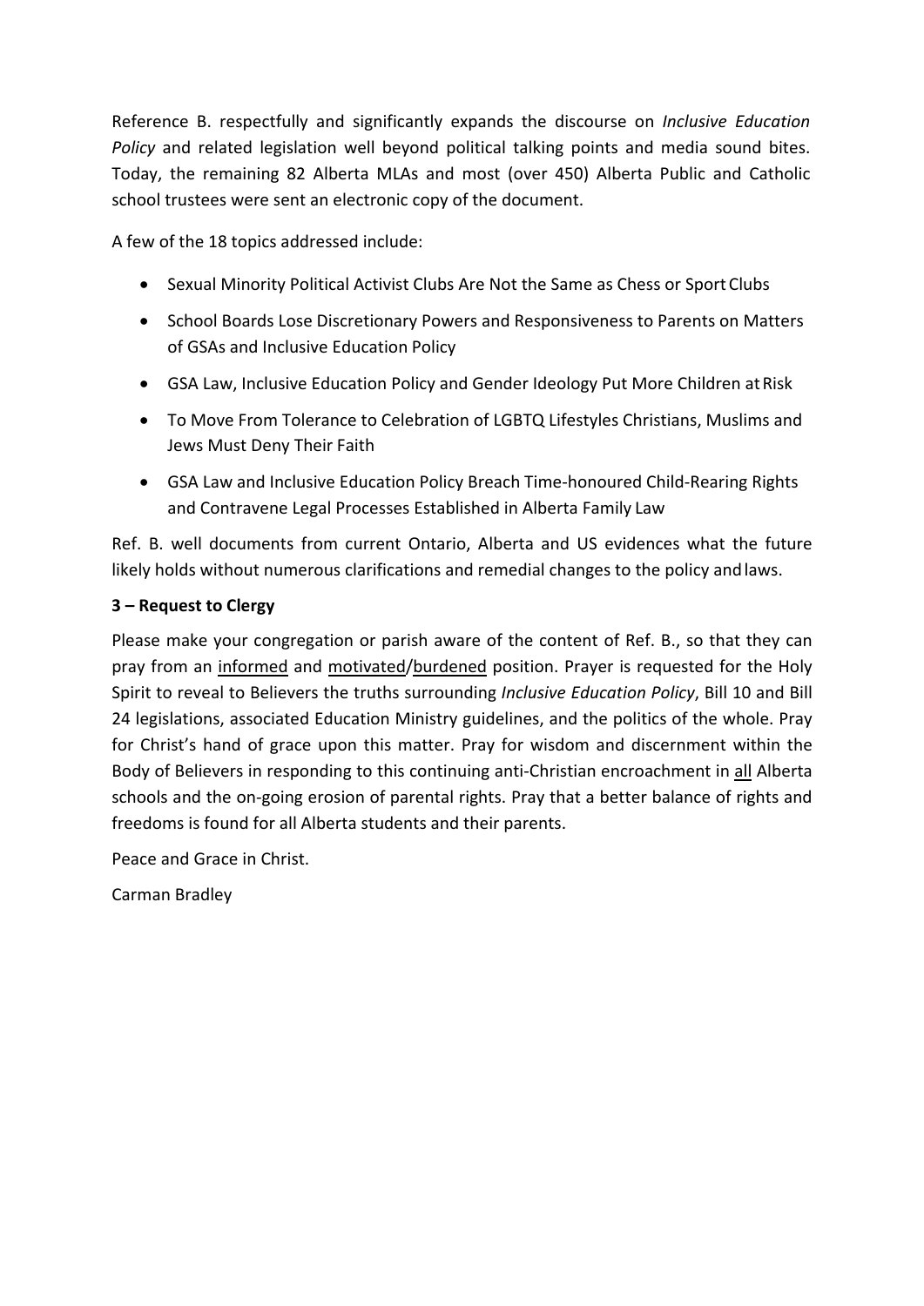Reference B. respectfully and significantly expands the discourse on *Inclusive Education Policy* and related legislation well beyond political talking points and media sound bites. Today, the remaining 82 Alberta MLAs and most (over 450) Alberta Public and Catholic school trustees were sent an electronic copy of the document.

A few of the 18 topics addressed include:

- Sexual Minority Political Activist Clubs Are Not the Same as Chess or Sport Clubs
- School Boards Lose Discretionary Powers and Responsiveness to Parents on Matters of GSAs and Inclusive Education Policy
- GSA Law, Inclusive Education Policy and Gender Ideology Put More Children at Risk
- To Move From Tolerance to Celebration of LGBTQ Lifestyles Christians, Muslims and Jews Must Deny Their Faith
- GSA Law and Inclusive Education Policy Breach Time-honoured Child-Rearing Rights and Contravene Legal Processes Established in Alberta Family Law

Ref. B. well documents from current Ontario, Alberta and US evidences what the future likely holds without numerous clarifications and remedial changes to the policy and laws.

**3 – Request to Clergy**

Please make your congregation or parish aware of the content of Ref. B., so that they can pray from an <u>informed</u> and <u>motivated</u>/<u>burdened</u> position. Prayer is requested for the Holy Spirit to reveal to Believers the truths surrounding *Inclusive Education Policy*, Bill 10 and Bill 24 legislations, associated Education Ministry guidelines, and the politics of the whole. Pray for Christ's hand of grace upon this matter. Pray for wisdom and discernment within the Body of Believers in responding to this continuing anti-Christian encroachment in <u>all</u> Alberta schools and the on-going erosion of parental rights. Pray that a better balance of rights and freedoms is found for all Alberta students and their parents.

Peace and Grace in Christ.

Carman Bradley